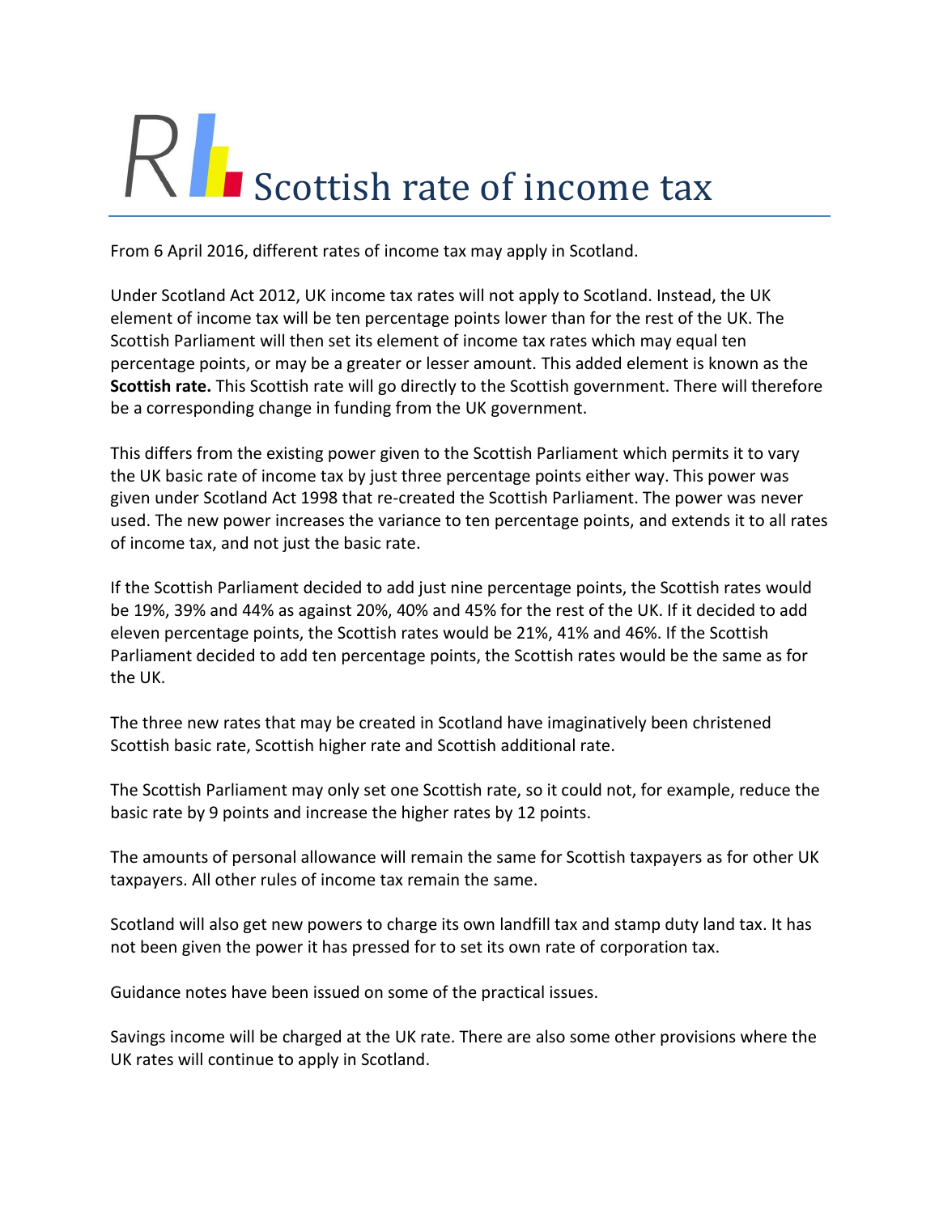# Scottish rate of income tax

From 6 April 2016, different rates of income tax may apply in Scotland.

Under Scotland Act 2012, UK income tax rates will not apply to Scotland. Instead, the UK element of income tax will be ten percentage points lower than for the rest of the UK. The Scottish Parliament will then set its element of income tax rates which may equal ten percentage points, or may be a greater or lesser amount. This added element is known as the **Scottish rate.** This Scottish rate will go directly to the Scottish government. There will therefore be a corresponding change in funding from the UK government.

This differs from the existing power given to the Scottish Parliament which permits it to vary the UK basic rate of income tax by just three percentage points either way. This power was given under Scotland Act 1998 that re-created the Scottish Parliament. The power was never used. The new power increases the variance to ten percentage points, and extends it to all rates of income tax, and not just the basic rate.

If the Scottish Parliament decided to add just nine percentage points, the Scottish rates would be 19%, 39% and 44% as against 20%, 40% and 45% for the rest of the UK. If it decided to add eleven percentage points, the Scottish rates would be 21%, 41% and 46%. If the Scottish Parliament decided to add ten percentage points, the Scottish rates would be the same as for the UK.

The three new rates that may be created in Scotland have imaginatively been christened Scottish basic rate, Scottish higher rate and Scottish additional rate.

The Scottish Parliament may only set one Scottish rate, so it could not, for example, reduce the basic rate by 9 points and increase the higher rates by 12 points.

The amounts of personal allowance will remain the same for Scottish taxpayers as for other UK taxpayers. All other rules of income tax remain the same.

Scotland will also get new powers to charge its own landfill tax and stamp duty land tax. It has not been given the power it has pressed for to set its own rate of corporation tax.

Guidance notes have been issued on some of the practical issues.

Savings income will be charged at the UK rate. There are also some other provisions where the UK rates will continue to apply in Scotland.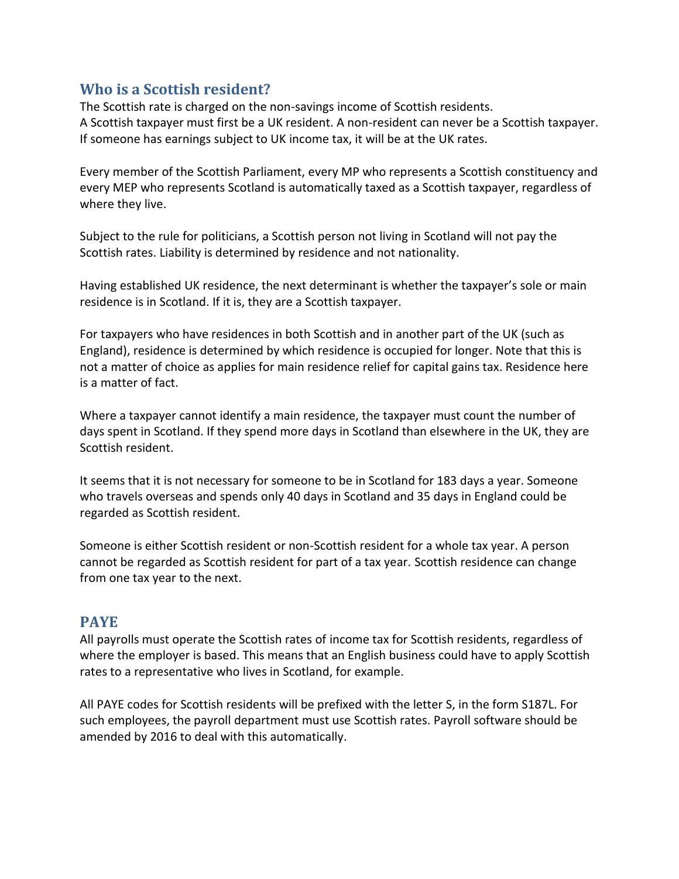## Who is a Scottish resident?

The Scottish rate is charged on the non-savings income of Scottish residents.
A Scottish taxpayer must first be a UK resident. A non-resident can never be a Scottish taxpayer. If someone has earnings subject to UK income tax, it will be at the UK rates.

Every member of the Scottish Parliament, every MP who represents a Scottish constituency and every MEP who represents Scotland is automatically taxed as a Scottish taxpayer, regardless of where they live.

Subject to the rule for politicians, a Scottish person not living in Scotland will not pay the Scottish rates. Liability is determined by residence and not nationality.

Having established UK residence, the next determinant is whether the taxpayer's sole or main residence is in Scotland. If it is, they are a Scottish taxpayer.

For taxpayers who have residences in both Scottish and in another part of the UK (such as England), residence is determined by which residence is occupied for longer. Note that this is not a matter of choice as applies for main residence relief for capital gains tax. Residence here is a matter of fact.

Where a taxpayer cannot identify a main residence, the taxpayer must count the number of days spent in Scotland. If they spend more days in Scotland than elsewhere in the UK, they are Scottish resident.

It seems that it is not necessary for someone to be in Scotland for 183 days a year. Someone who travels overseas and spends only 40 days in Scotland and 35 days in England could be regarded as Scottish resident.

Someone is either Scottish resident or non-Scottish resident for a whole tax year. A person cannot be regarded as Scottish resident for part of a tax year. Scottish residence can change from one tax year to the next.

## PAYE

All payrolls must operate the Scottish rates of income tax for Scottish residents, regardless of where the employer is based. This means that an English business could have to apply Scottish rates to a representative who lives in Scotland, for example.

All PAYE codes for Scottish residents will be prefixed with the letter S, in the form S187L. For such employees, the payroll department must use Scottish rates. Payroll software should be amended by 2016 to deal with this automatically.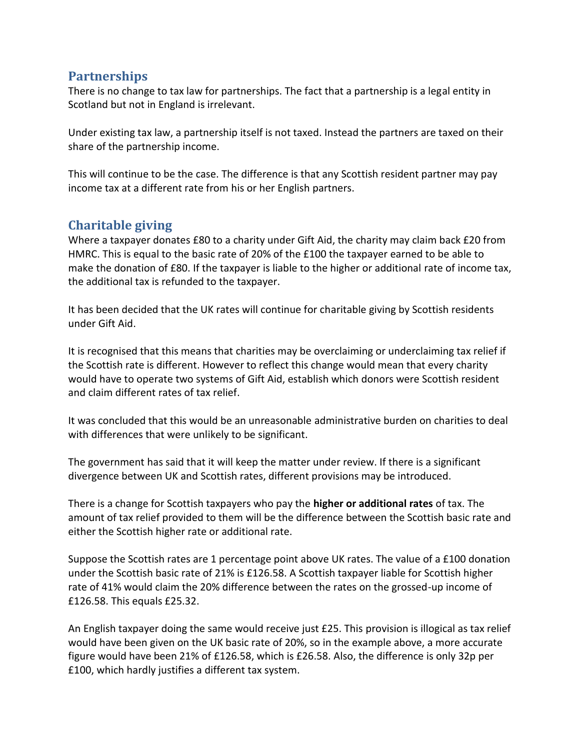## Partnerships

There is no change to tax law for partnerships. The fact that a partnership is a legal entity in Scotland but not in England is irrelevant.

Under existing tax law, a partnership itself is not taxed. Instead the partners are taxed on their share of the partnership income.

This will continue to be the case. The difference is that any Scottish resident partner may pay income tax at a different rate from his or her English partners.

## Charitable giving

Where a taxpayer donates £80 to a charity under Gift Aid, the charity may claim back £20 from HMRC. This is equal to the basic rate of 20% of the £100 the taxpayer earned to be able to make the donation of £80. If the taxpayer is liable to the higher or additional rate of income tax, the additional tax is refunded to the taxpayer.

It has been decided that the UK rates will continue for charitable giving by Scottish residents under Gift Aid.

It is recognised that this means that charities may be overclaiming or underclaiming tax relief if the Scottish rate is different. However to reflect this change would mean that every charity would have to operate two systems of Gift Aid, establish which donors were Scottish resident and claim different rates of tax relief.

It was concluded that this would be an unreasonable administrative burden on charities to deal with differences that were unlikely to be significant.

The government has said that it will keep the matter under review. If there is a significant divergence between UK and Scottish rates, different provisions may be introduced.

There is a change for Scottish taxpayers who pay the **higher or additional rates** of tax. The amount of tax relief provided to them will be the difference between the Scottish basic rate and either the Scottish higher rate or additional rate.

Suppose the Scottish rates are 1 percentage point above UK rates. The value of a £100 donation under the Scottish basic rate of 21% is £126.58. A Scottish taxpayer liable for Scottish higher rate of 41% would claim the 20% difference between the rates on the grossed-up income of £126.58. This equals £25.32.

An English taxpayer doing the same would receive just £25. This provision is illogical as tax relief would have been given on the UK basic rate of 20%, so in the example above, a more accurate figure would have been 21% of £126.58, which is £26.58. Also, the difference is only 32p per £100, which hardly justifies a different tax system.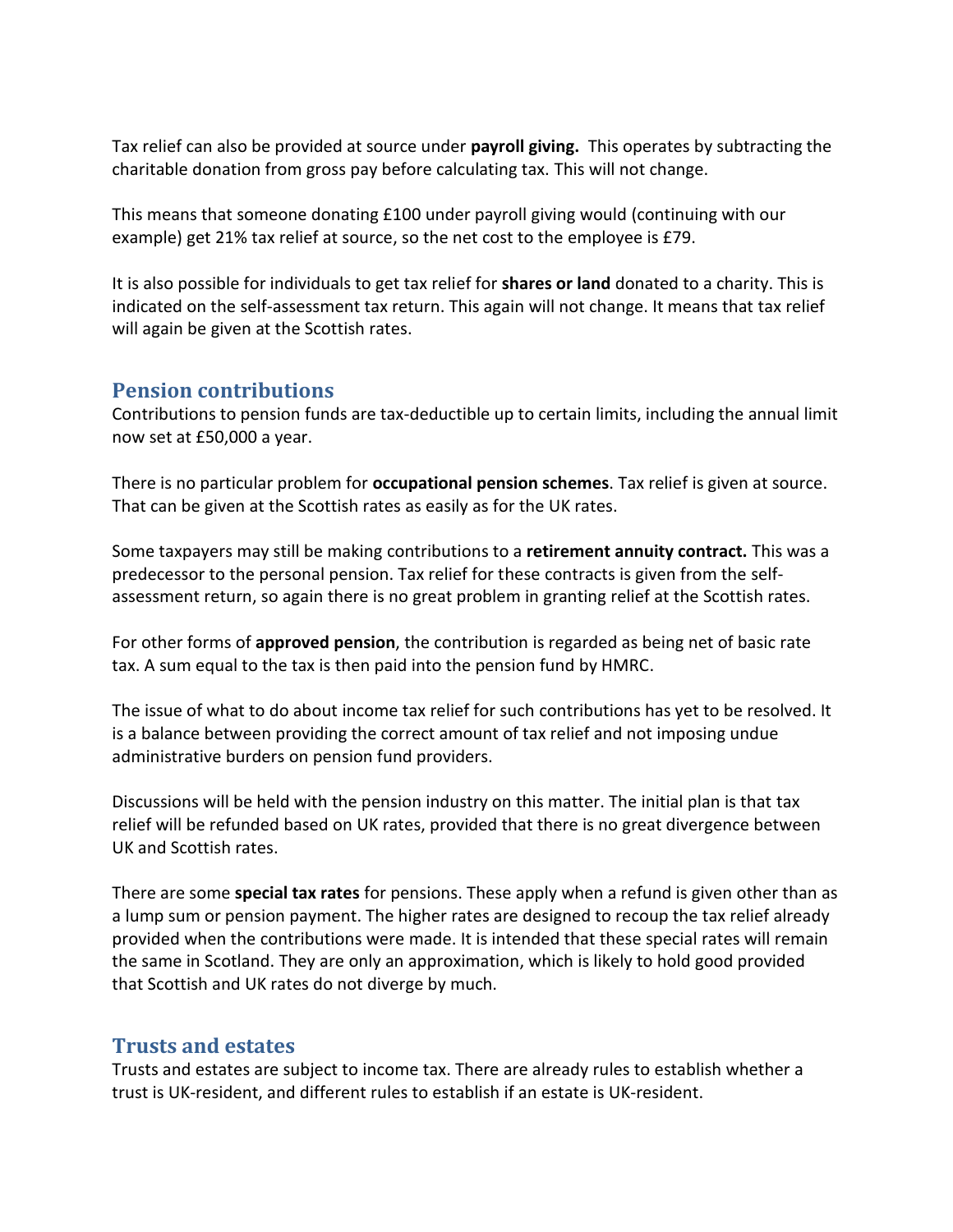Tax relief can also be provided at source under **payroll giving.** This operates by subtracting the charitable donation from gross pay before calculating tax. This will not change.

This means that someone donating £100 under payroll giving would (continuing with our example) get 21% tax relief at source, so the net cost to the employee is £79.

It is also possible for individuals to get tax relief for **shares or land** donated to a charity. This is indicated on the self-assessment tax return. This again will not change. It means that tax relief will again be given at the Scottish rates.

## Pension contributions

Contributions to pension funds are tax-deductible up to certain limits, including the annual limit now set at £50,000 a year.

There is no particular problem for **occupational pension schemes**. Tax relief is given at source. That can be given at the Scottish rates as easily as for the UK rates.

Some taxpayers may still be making contributions to a **retirement annuity contract.** This was a predecessor to the personal pension. Tax relief for these contracts is given from the self-assessment return, so again there is no great problem in granting relief at the Scottish rates.

For other forms of **approved pension**, the contribution is regarded as being net of basic rate tax. A sum equal to the tax is then paid into the pension fund by HMRC.

The issue of what to do about income tax relief for such contributions has yet to be resolved. It is a balance between providing the correct amount of tax relief and not imposing undue administrative burders on pension fund providers.

Discussions will be held with the pension industry on this matter. The initial plan is that tax relief will be refunded based on UK rates, provided that there is no great divergence between UK and Scottish rates.

There are some **special tax rates** for pensions. These apply when a refund is given other than as a lump sum or pension payment. The higher rates are designed to recoup the tax relief already provided when the contributions were made. It is intended that these special rates will remain the same in Scotland. They are only an approximation, which is likely to hold good provided that Scottish and UK rates do not diverge by much.

## Trusts and estates

Trusts and estates are subject to income tax. There are already rules to establish whether a trust is UK-resident, and different rules to establish if an estate is UK-resident.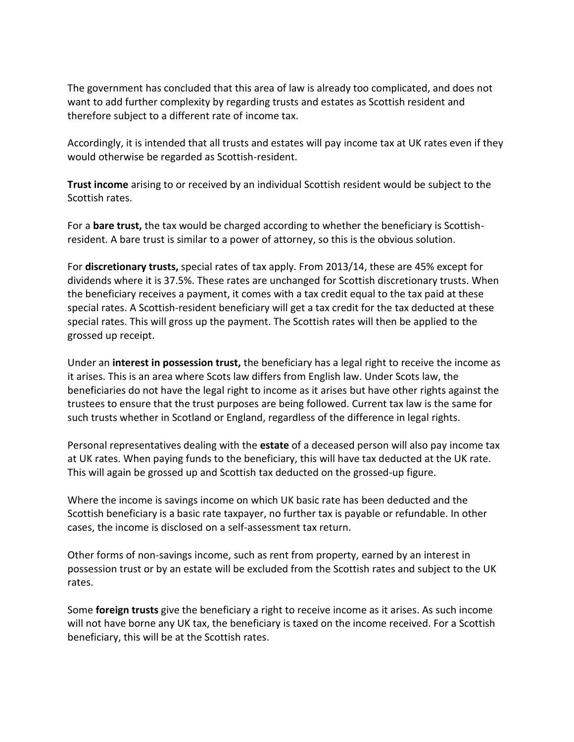The government has concluded that this area of law is already too complicated, and does not want to add further complexity by regarding trusts and estates as Scottish resident and therefore subject to a different rate of income tax.

Accordingly, it is intended that all trusts and estates will pay income tax at UK rates even if they would otherwise be regarded as Scottish-resident.

**Trust income** arising to or received by an individual Scottish resident would be subject to the Scottish rates.

For a **bare trust,** the tax would be charged according to whether the beneficiary is Scottish-resident. A bare trust is similar to a power of attorney, so this is the obvious solution.

For **discretionary trusts,** special rates of tax apply. From 2013/14, these are 45% except for dividends where it is 37.5%. These rates are unchanged for Scottish discretionary trusts. When the beneficiary receives a payment, it comes with a tax credit equal to the tax paid at these special rates. A Scottish-resident beneficiary will get a tax credit for the tax deducted at these special rates. This will gross up the payment. The Scottish rates will then be applied to the grossed up receipt.

Under an **interest in possession trust,** the beneficiary has a legal right to receive the income as it arises. This is an area where Scots law differs from English law. Under Scots law, the beneficiaries do not have the legal right to income as it arises but have other rights against the trustees to ensure that the trust purposes are being followed. Current tax law is the same for such trusts whether in Scotland or England, regardless of the difference in legal rights.

Personal representatives dealing with the **estate** of a deceased person will also pay income tax at UK rates. When paying funds to the beneficiary, this will have tax deducted at the UK rate. This will again be grossed up and Scottish tax deducted on the grossed-up figure.

Where the income is savings income on which UK basic rate has been deducted and the Scottish beneficiary is a basic rate taxpayer, no further tax is payable or refundable. In other cases, the income is disclosed on a self-assessment tax return.

Other forms of non-savings income, such as rent from property, earned by an interest in possession trust or by an estate will be excluded from the Scottish rates and subject to the UK rates.

Some **foreign trusts** give the beneficiary a right to receive income as it arises. As such income will not have borne any UK tax, the beneficiary is taxed on the income received. For a Scottish beneficiary, this will be at the Scottish rates.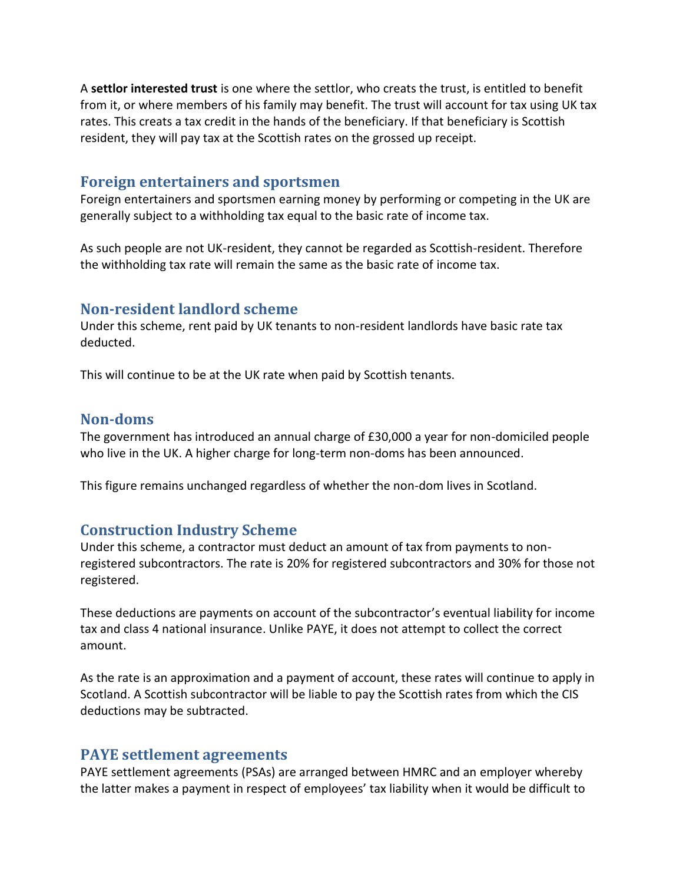A **settlor interested trust** is one where the settlor, who creats the trust, is entitled to benefit from it, or where members of his family may benefit. The trust will account for tax using UK tax rates. This creats a tax credit in the hands of the beneficiary. If that beneficiary is Scottish resident, they will pay tax at the Scottish rates on the grossed up receipt.

## Foreign entertainers and sportsmen

Foreign entertainers and sportsmen earning money by performing or competing in the UK are generally subject to a withholding tax equal to the basic rate of income tax.

As such people are not UK-resident, they cannot be regarded as Scottish-resident. Therefore the withholding tax rate will remain the same as the basic rate of income tax.

## Non-resident landlord scheme

Under this scheme, rent paid by UK tenants to non-resident landlords have basic rate tax deducted.

This will continue to be at the UK rate when paid by Scottish tenants.

## Non-doms

The government has introduced an annual charge of £30,000 a year for non-domiciled people who live in the UK. A higher charge for long-term non-doms has been announced.

This figure remains unchanged regardless of whether the non-dom lives in Scotland.

## Construction Industry Scheme

Under this scheme, a contractor must deduct an amount of tax from payments to non-registered subcontractors. The rate is 20% for registered subcontractors and 30% for those not registered.

These deductions are payments on account of the subcontractor's eventual liability for income tax and class 4 national insurance. Unlike PAYE, it does not attempt to collect the correct amount.

As the rate is an approximation and a payment of account, these rates will continue to apply in Scotland. A Scottish subcontractor will be liable to pay the Scottish rates from which the CIS deductions may be subtracted.

## PAYE settlement agreements

PAYE settlement agreements (PSAs) are arranged between HMRC and an employer whereby the latter makes a payment in respect of employees' tax liability when it would be difficult to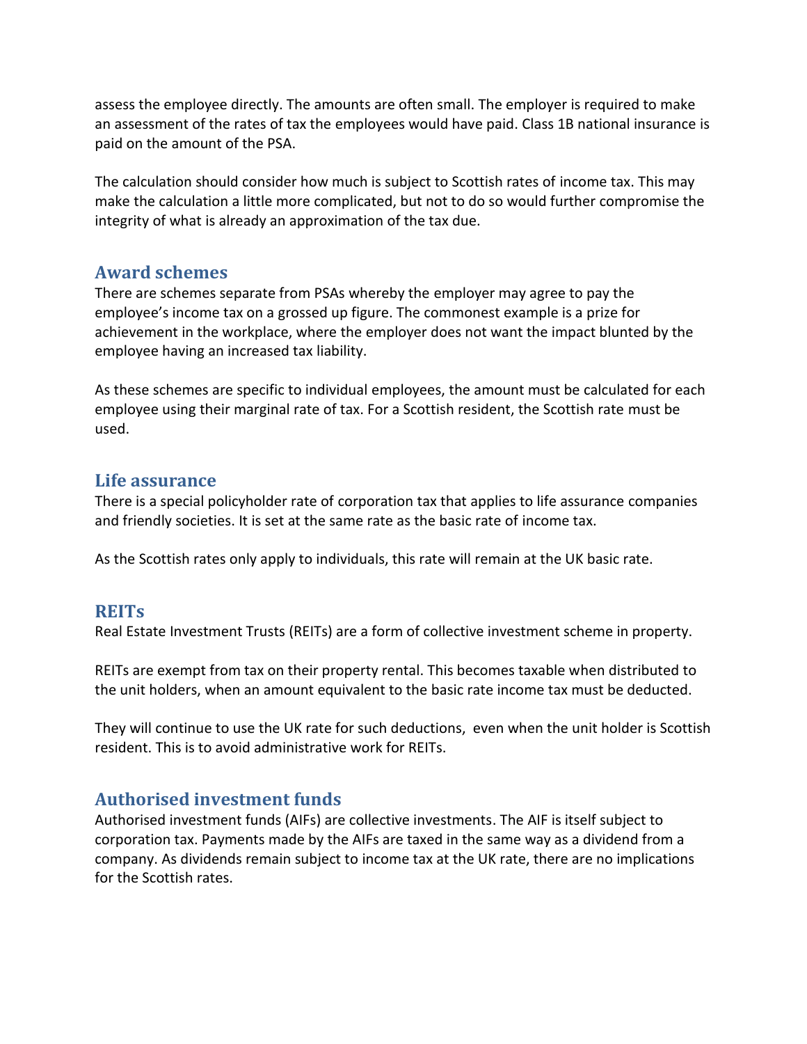assess the employee directly. The amounts are often small. The employer is required to make an assessment of the rates of tax the employees would have paid. Class 1B national insurance is paid on the amount of the PSA.

The calculation should consider how much is subject to Scottish rates of income tax. This may make the calculation a little more complicated, but not to do so would further compromise the integrity of what is already an approximation of the tax due.

## Award schemes

There are schemes separate from PSAs whereby the employer may agree to pay the employee's income tax on a grossed up figure. The commonest example is a prize for achievement in the workplace, where the employer does not want the impact blunted by the employee having an increased tax liability.

As these schemes are specific to individual employees, the amount must be calculated for each employee using their marginal rate of tax. For a Scottish resident, the Scottish rate must be used.

## Life assurance

There is a special policyholder rate of corporation tax that applies to life assurance companies and friendly societies. It is set at the same rate as the basic rate of income tax.

As the Scottish rates only apply to individuals, this rate will remain at the UK basic rate.

## REITs

Real Estate Investment Trusts (REITs) are a form of collective investment scheme in property.

REITs are exempt from tax on their property rental. This becomes taxable when distributed to the unit holders, when an amount equivalent to the basic rate income tax must be deducted.

They will continue to use the UK rate for such deductions, even when the unit holder is Scottish resident. This is to avoid administrative work for REITs.

## Authorised investment funds

Authorised investment funds (AIFs) are collective investments. The AIF is itself subject to corporation tax. Payments made by the AIFs are taxed in the same way as a dividend from a company. As dividends remain subject to income tax at the UK rate, there are no implications for the Scottish rates.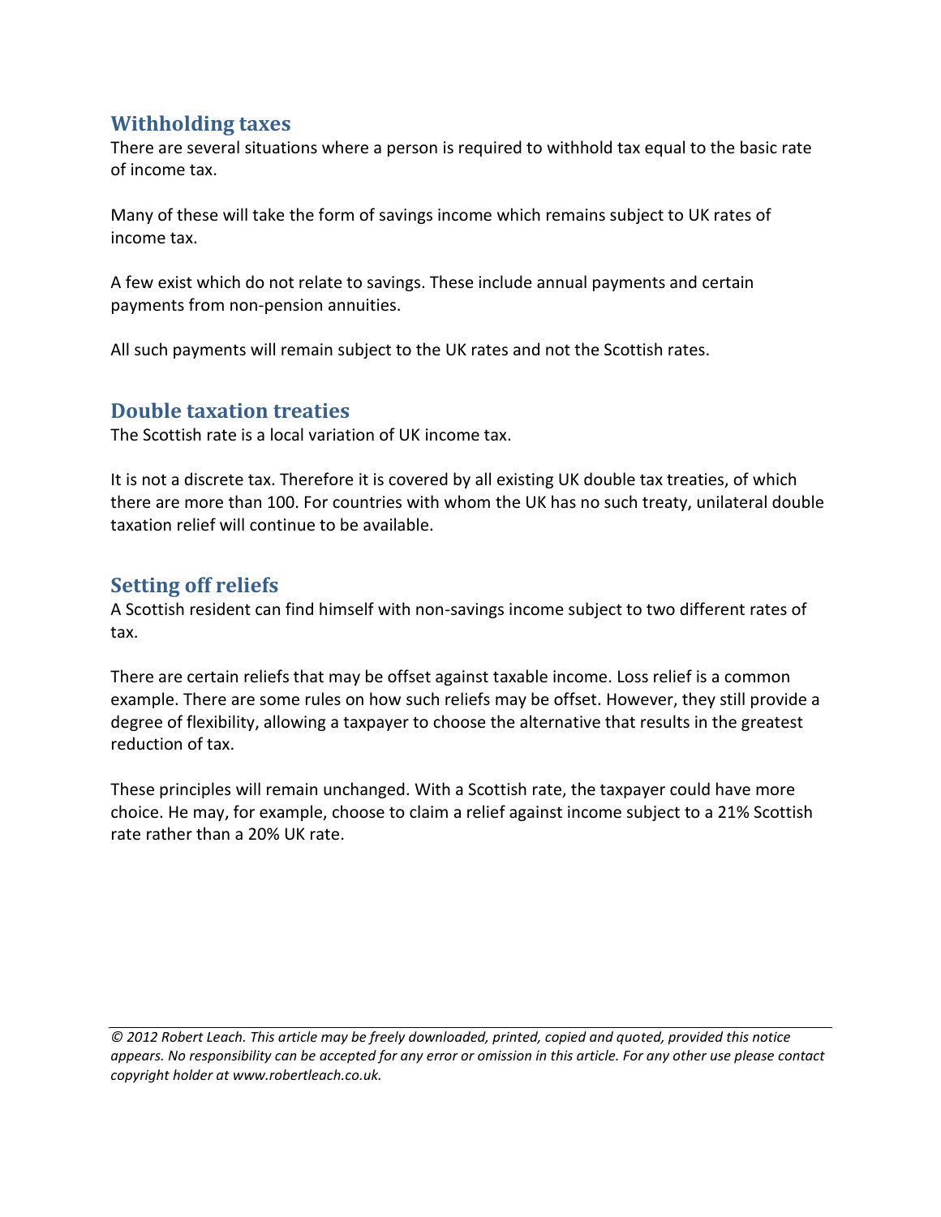## Withholding taxes

There are several situations where a person is required to withhold tax equal to the basic rate of income tax.

Many of these will take the form of savings income which remains subject to UK rates of income tax.

A few exist which do not relate to savings. These include annual payments and certain payments from non-pension annuities.

All such payments will remain subject to the UK rates and not the Scottish rates.

## Double taxation treaties

The Scottish rate is a local variation of UK income tax.

It is not a discrete tax. Therefore it is covered by all existing UK double tax treaties, of which there are more than 100. For countries with whom the UK has no such treaty, unilateral double taxation relief will continue to be available.

## Setting off reliefs

A Scottish resident can find himself with non-savings income subject to two different rates of tax.

There are certain reliefs that may be offset against taxable income. Loss relief is a common example. There are some rules on how such reliefs may be offset. However, they still provide a degree of flexibility, allowing a taxpayer to choose the alternative that results in the greatest reduction of tax.

These principles will remain unchanged. With a Scottish rate, the taxpayer could have more choice. He may, for example, choose to claim a relief against income subject to a 21% Scottish rate rather than a 20% UK rate.

*© 2012 Robert Leach. This article may be freely downloaded, printed, copied and quoted, provided this notice appears. No responsibility can be accepted for any error or omission in this article. For any other use please contact copyright holder at www.robertleach.co.uk.*